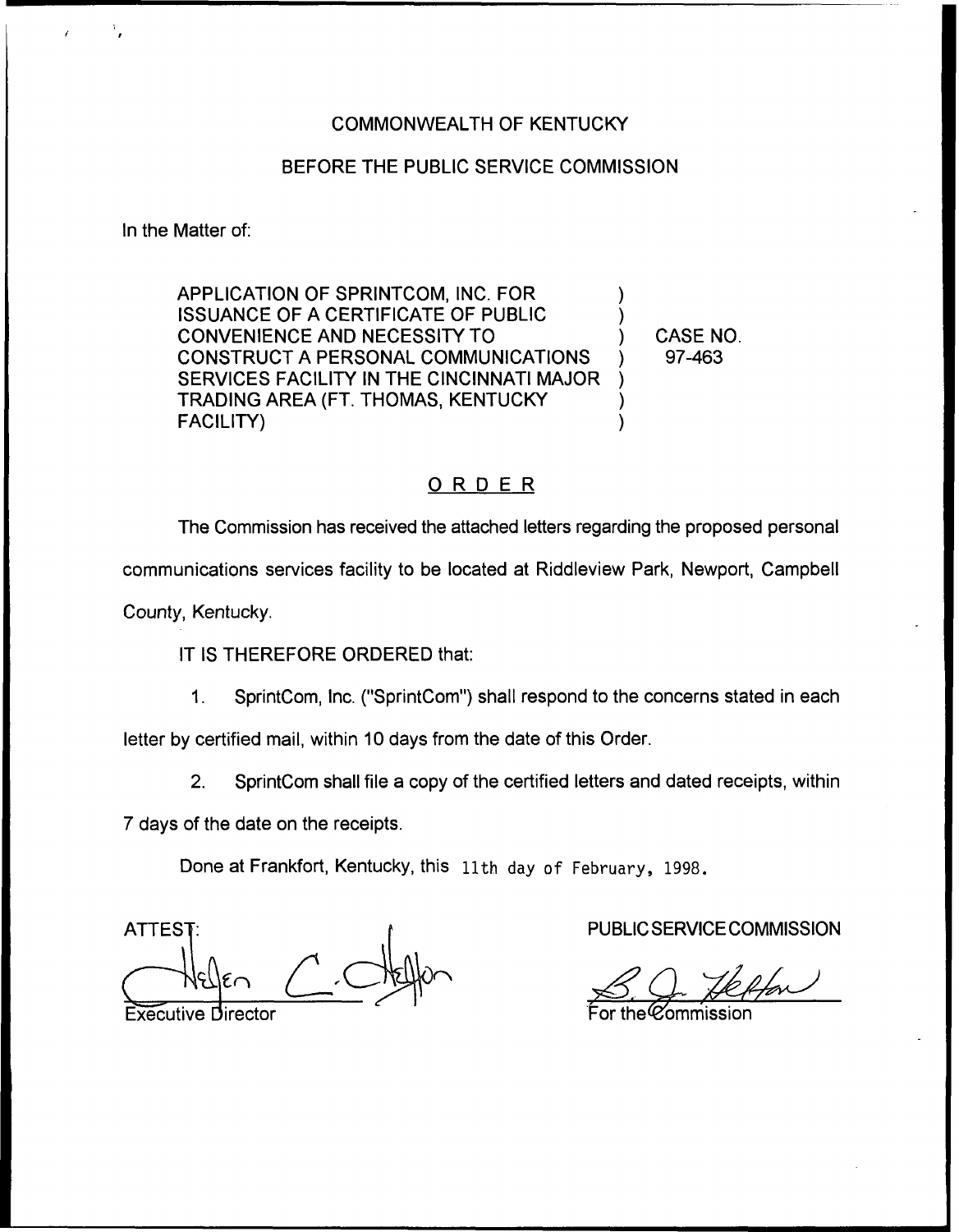COMMONWEALTH OF KENTUCKY

BEFORE THE PUBLIC SERVICE COMMISSION

In the Matter of:

| | | |
|---|---|---|
| APPLICATION OF SPRINTCOM, INC. FOR ISSUANCE OF A CERTIFICATE OF PUBLIC CONVENIENCE AND NECESSITY TO CONSTRUCT A PERSONAL COMMUNICATIONS SERVICES FACILITY IN THE CINCINNATI MAJOR TRADING AREA (FT. THOMAS, KENTUCKY FACILITY) | ) | CASE NO. 97-463 |

## ORDER

The Commission has received the attached letters regarding the proposed personal communications services facility to be located at Riddleview Park, Newport, Campbell County, Kentucky.

IT IS THEREFORE ORDERED that:

1. SprintCom, Inc. ("SprintCom") shall respond to the concerns stated in each letter by certified mail, within 10 days from the date of this Order.

2. SprintCom shall file a copy of the certified letters and dated receipts, within 7 days of the date on the receipts.

Done at Frankfort, Kentucky, this 11th day of February, 1998.

ATTEST:

Executive Director

PUBLIC SERVICE COMMISSION

For the Commission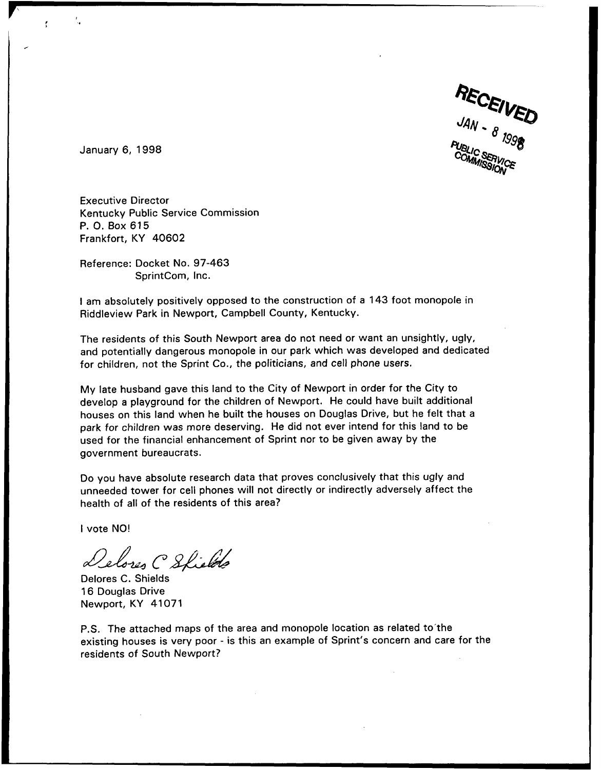RECEIVED
JAN - 8 1998
PUBLIC SERVICE COMMISSION

January 6, 1998

Executive Director
Kentucky Public Service Commission
P. O. Box 615
Frankfort, KY 40602

Reference: Docket No. 97-463
SprintCom, Inc.

I am absolutely positively opposed to the construction of a 143 foot monopole in Riddleview Park in Newport, Campbell County, Kentucky.

The residents of this South Newport area do not need or want an unsightly, ugly, and potentially dangerous monopole in our park which was developed and dedicated for children, not the Sprint Co., the politicians, and cell phone users.

My late husband gave this land to the City of Newport in order for the City to develop a playground for the children of Newport. He could have built additional houses on this land when he built the houses on Douglas Drive, but he felt that a park for children was more deserving. He did not ever intend for this land to be used for the financial enhancement of Sprint nor to be given away by the government bureaucrats.

Do you have absolute research data that proves conclusively that this ugly and unneeded tower for cell phones will not directly or indirectly adversely affect the health of all of the residents of this area?

I vote NO!

Delores C Shields

Delores C. Shields
16 Douglas Drive
Newport, KY 41071

P.S. The attached maps of the area and monopole location as related to the existing houses is very poor - is this an example of Sprint's concern and care for the residents of South Newport?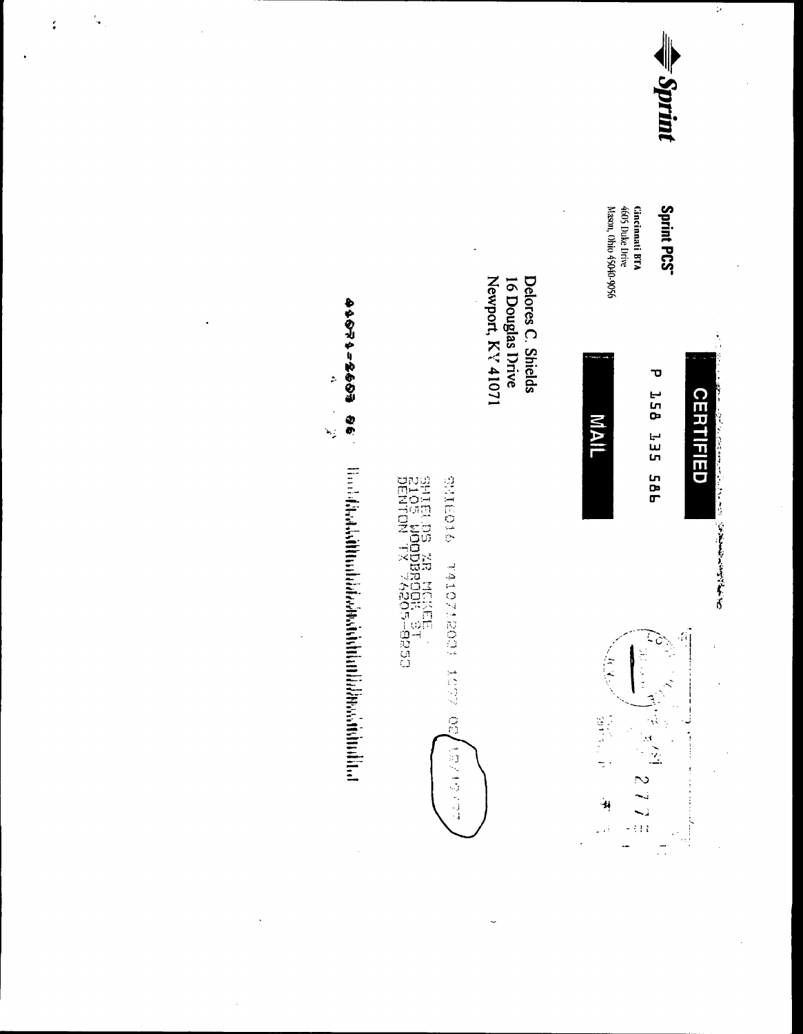**Sprint**

**Sprint PCS**

Cincinnati BTA
4605 Duke Drive
Mason, Ohio 45040-9056

CERTIFIED

P 158 135 586

MAIL

Delores C. Shields
16 Douglas Drive
Newport, KY 41071

SHIE016 741071200 1297 02 12/15/97

SHIELDS %R MCKEE
2105 WOODBROOK ST
DENTON TX 76205-8250

41071-2603 06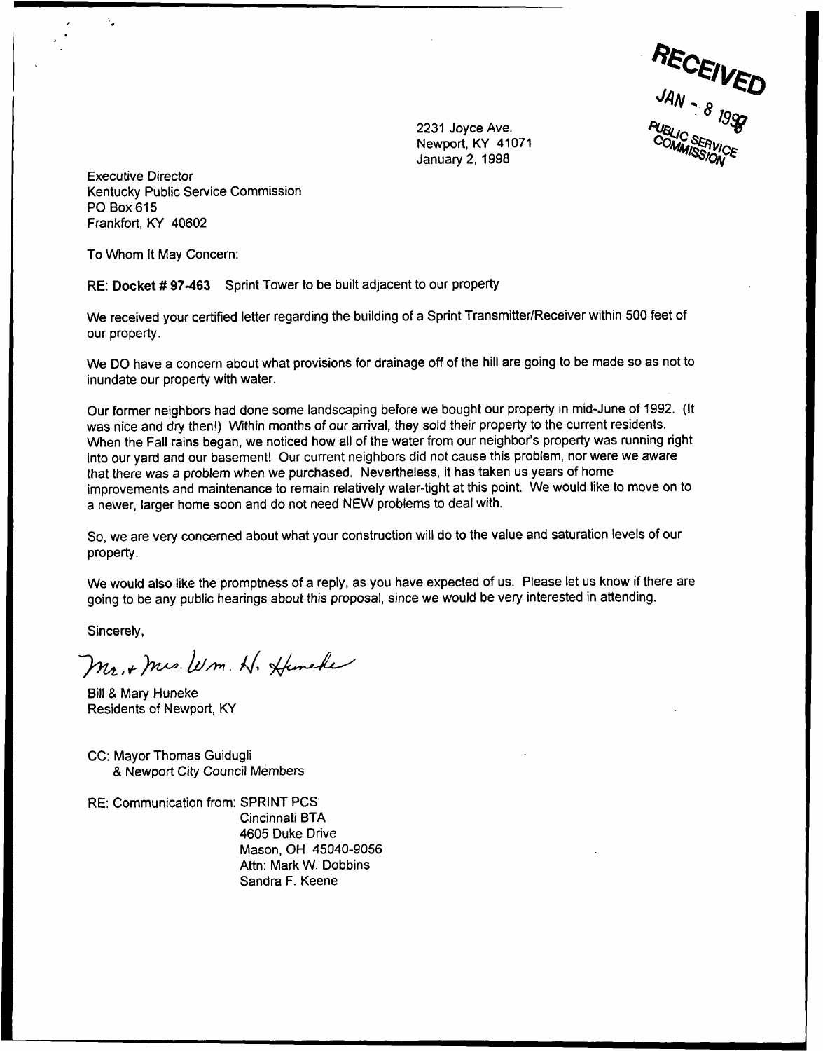RECEIVED
JAN - 8 1998
PUBLIC SERVICE COMMISSION

2231 Joyce Ave.
Newport, KY 41071
January 2, 1998

Executive Director
Kentucky Public Service Commission
PO Box 615
Frankfort, KY 40602

To Whom It May Concern:

RE: **Docket # 97-463** Sprint Tower to be built adjacent to our property

We received your certified letter regarding the building of a Sprint Transmitter/Receiver within 500 feet of our property.

We DO have a concern about what provisions for drainage off of the hill are going to be made so as not to inundate our property with water.

Our former neighbors had done some landscaping before we bought our property in mid-June of 1992. (It was nice and dry then!) Within months of our arrival, they sold their property to the current residents. When the Fall rains began, we noticed how all of the water from our neighbor's property was running right into our yard and our basement! Our current neighbors did not cause this problem, nor were we aware that there was a problem when we purchased. Nevertheless, it has taken us years of home improvements and maintenance to remain relatively water-tight at this point. We would like to move on to a newer, larger home soon and do not need NEW problems to deal with.

So, we are very concerned about what your construction will do to the value and saturation levels of our property.

We would also like the promptness of a reply, as you have expected of us. Please let us know if there are going to be any public hearings about this proposal, since we would be very interested in attending.

Sincerely,

*Mr. + Mrs. Wm. H. Huneke*

Bill & Mary Huneke
Residents of Newport, KY

CC: Mayor Thomas Guidugli
& Newport City Council Members

RE: Communication from: SPRINT PCS
Cincinnati BTA
4605 Duke Drive
Mason, OH 45040-9056
Attn: Mark W. Dobbins
Sandra F. Keene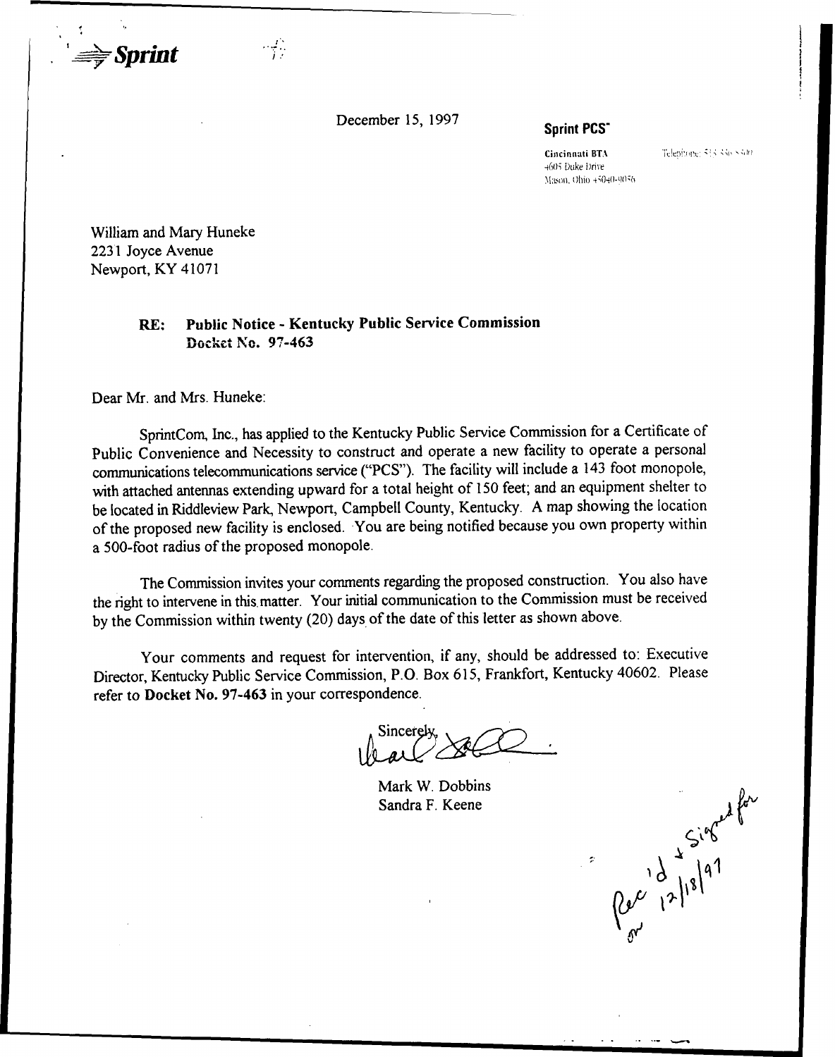Sprint

December 15, 1997

**Sprint PCS**

**Cincinnati BTA**
4605 Duke Drive
Mason, Ohio 45040-9056

Telephone: 513 336 5500

William and Mary Huneke
2231 Joyce Avenue
Newport, KY 41071

**RE: Public Notice - Kentucky Public Service Commission**
**Docket No. 97-463**

Dear Mr. and Mrs. Huneke:

SprintCom, Inc., has applied to the Kentucky Public Service Commission for a Certificate of Public Convenience and Necessity to construct and operate a new facility to operate a personal communications telecommunications service ("PCS"). The facility will include a 143 foot monopole, with attached antennas extending upward for a total height of 150 feet; and an equipment shelter to be located in Riddleview Park, Newport, Campbell County, Kentucky. A map showing the location of the proposed new facility is enclosed. You are being notified because you own property within a 500-foot radius of the proposed monopole.

The Commission invites your comments regarding the proposed construction. You also have the right to intervene in this matter. Your initial communication to the Commission must be received by the Commission within twenty (20) days of the date of this letter as shown above.

Your comments and request for intervention, if any, should be addressed to: Executive Director, Kentucky Public Service Commission, P.O. Box 615, Frankfort, Kentucky 40602. Please refer to **Docket No. 97-463** in your correspondence.

Sincerely,

Mark W. Dobbins
Sandra F. Keene

Rec'd + Signed for on 12/18/97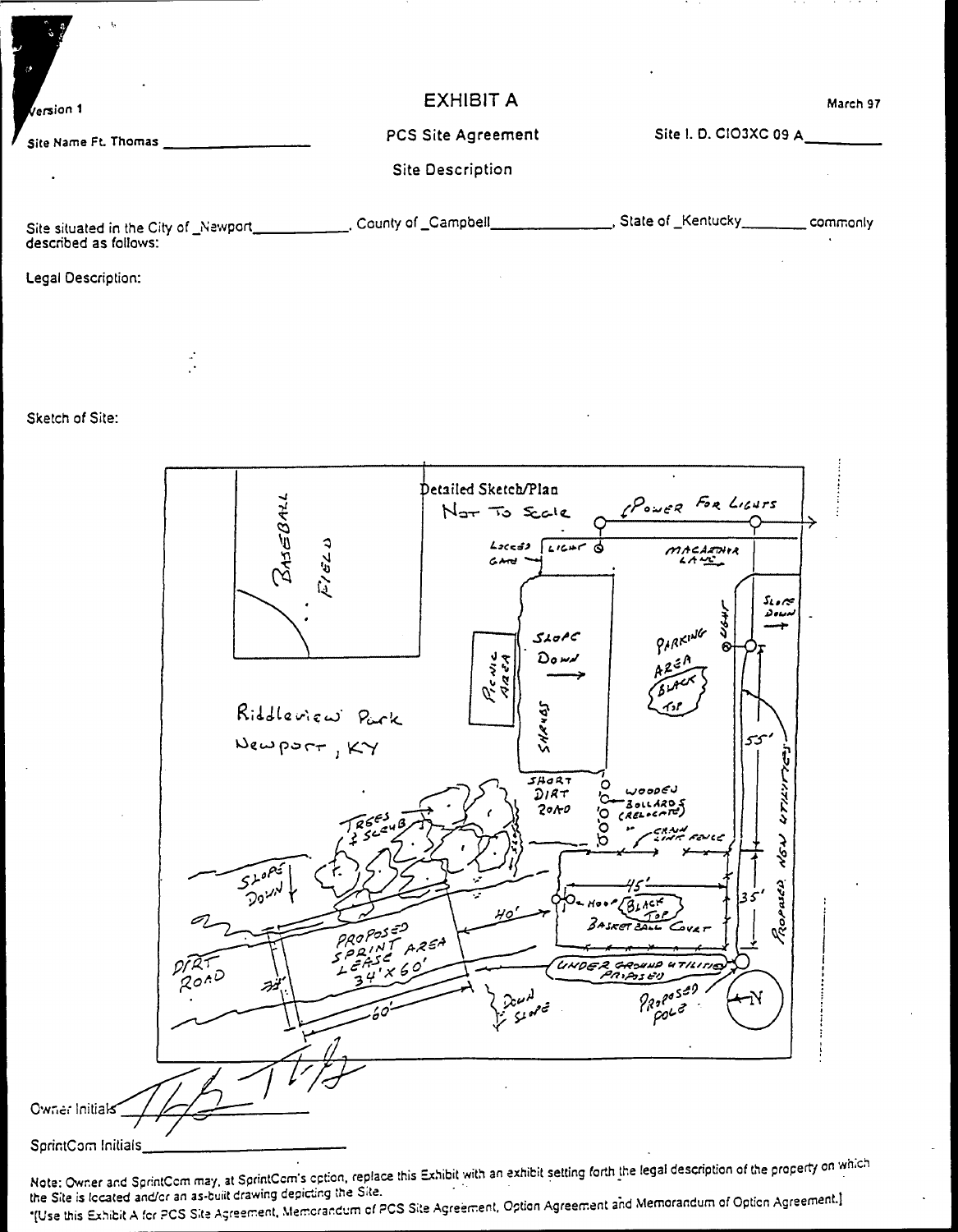Version 1

# EXHIBIT A

March 97

Site Name Ft. Thomas ________________

## PCS Site Agreement

Site I. D. CIO3XC 09 A________

### Site Description

Site situated in the City of _Newport____________, County of _Campbell_______________, State of _Kentucky________ commonly described as follows:

Legal Description:

Sketch of Site:

Detailed Sketch/Plan
Not To Scale
Power For Lights
Locked Gate
Light
MacArthur Lane
Baseball Field
Slope Down
Light
Parking Area
Black Top
Picnic Area
Slope Down
Shrubs
Riddleview Park
Newport, KY
55'
Short Dirt Road
Wooden Bollards (Relocate)
Chain Link Fence
Trees & Scrub
Slope Down
45'
Hoop
Black Top
Basketball Court
35'
Proposed New Utilities
40'
Proposed Sprint Area Lease 34'x60'
Under Ground Utilities Proposed
Dirt Road
34'
Down Slope
Proposed Pole
N
60'

Owner Initials ____________________

SprintCom Initials____________________

Note: Owner and SprintCom may, at SprintCom's option, replace this Exhibit with an exhibit setting forth the legal description of the property on which the Site is located and/or an as-built drawing depicting the Site.

*[Use this Exhibit A for PCS Site Agreement, Memorandum of PCS Site Agreement, Option Agreement and Memorandum of Option Agreement.]